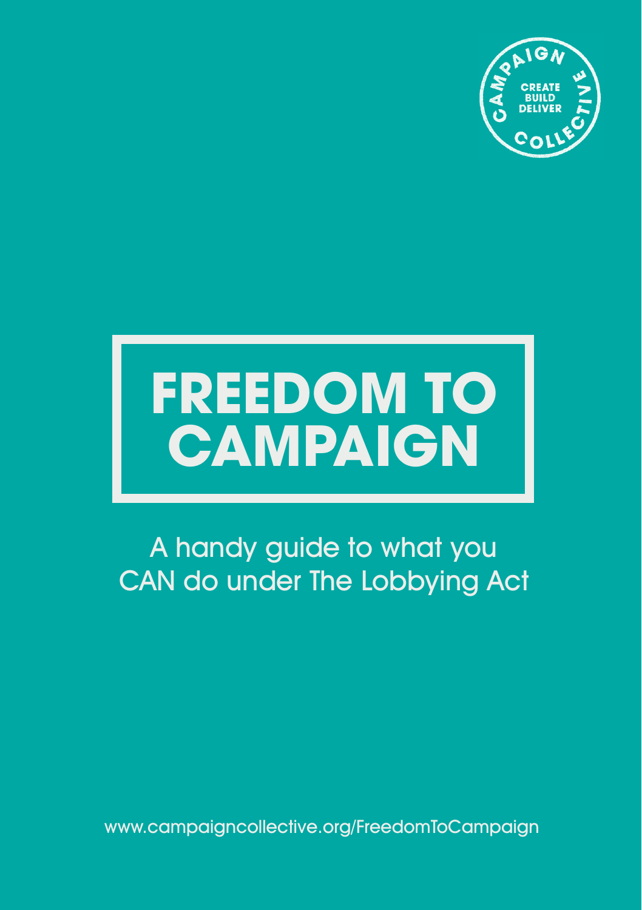CAMPAIGN COLLECTIVE

CREATE
BUILD
DELIVER

# FREEDOM TO CAMPAIGN

A handy guide to what you CAN do under The Lobbying Act

www.campaigncollective.org/FreedomToCampaign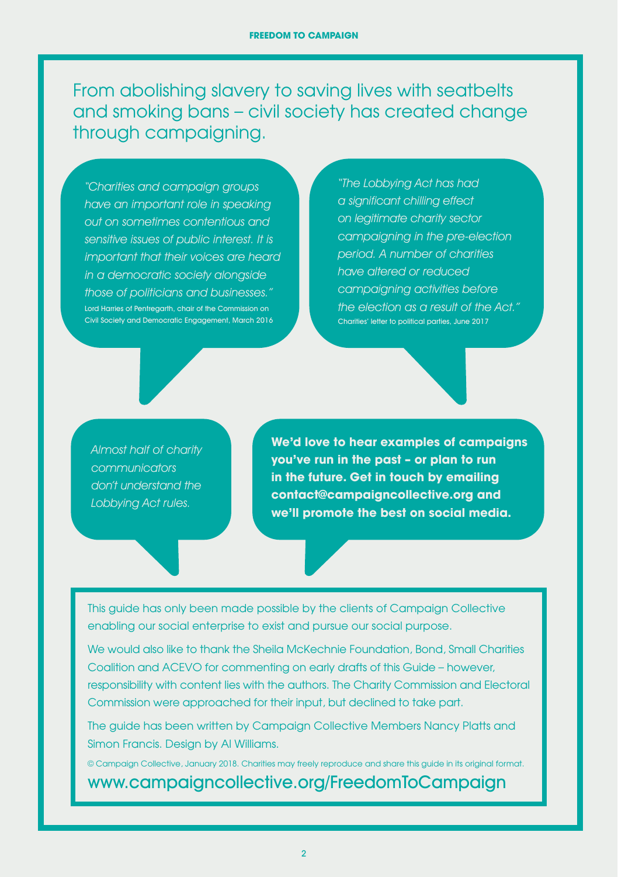From abolishing slavery to saving lives with seatbelts and smoking bans – civil society has created change through campaigning.

*"Charities and campaign groups have an important role in speaking out on sometimes contentious and sensitive issues of public interest. It is important that their voices are heard in a democratic society alongside those of politicians and businesses."*
Lord Harries of Pentregarth, chair of the Commission on Civil Society and Democratic Engagement, March 2016

*"The Lobbying Act has had a significant chilling effect on legitimate charity sector campaigning in the pre-election period. A number of charities have altered or reduced campaigning activities before the election as a result of the Act."*
Charities' letter to political parties, June 2017

*Almost half of charity communicators don't understand the Lobbying Act rules.*

**We'd love to hear examples of campaigns you've run in the past – or plan to run in the future. Get in touch by emailing contact@campaigncollective.org and we'll promote the best on social media.**

This guide has only been made possible by the clients of Campaign Collective enabling our social enterprise to exist and pursue our social purpose.

We would also like to thank the Sheila McKechnie Foundation, Bond, Small Charities Coalition and ACEVO for commenting on early drafts of this Guide – however, responsibility with content lies with the authors. The Charity Commission and Electoral Commission were approached for their input, but declined to take part.

The guide has been written by Campaign Collective Members Nancy Platts and Simon Francis. Design by Al Williams.

© Campaign Collective, January 2018. Charities may freely reproduce and share this guide in its original format.

www.campaigncollective.org/FreedomToCampaign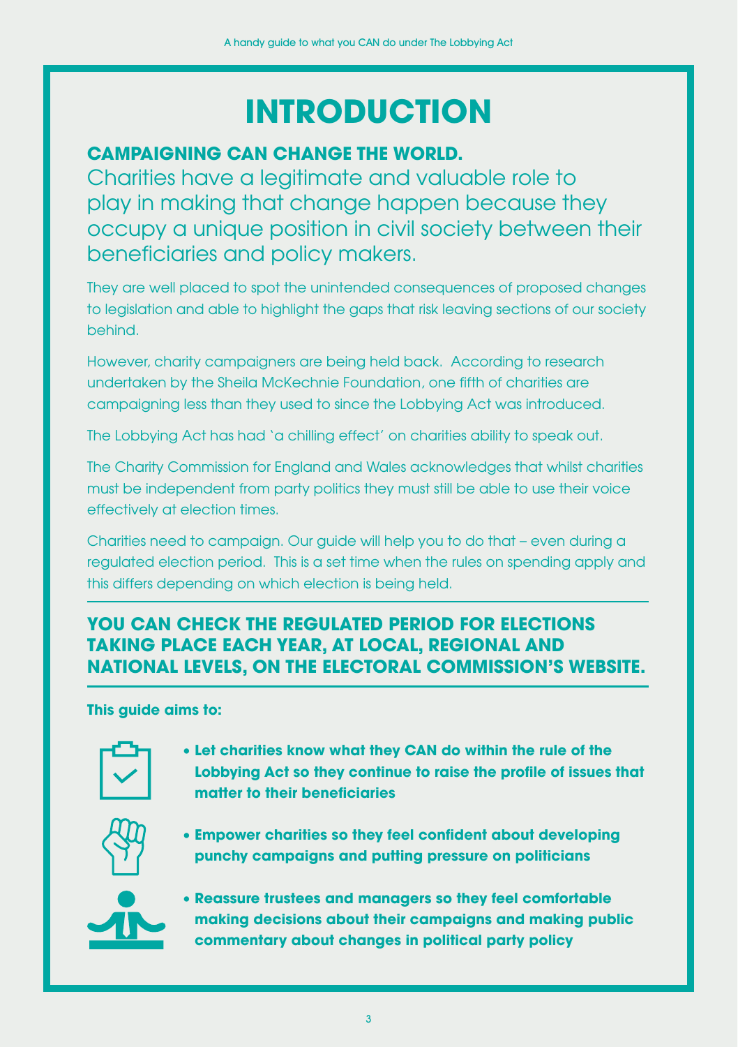# INTRODUCTION

**CAMPAIGNING CAN CHANGE THE WORLD.**

Charities have a legitimate and valuable role to play in making that change happen because they occupy a unique position in civil society between their beneficiaries and policy makers.

They are well placed to spot the unintended consequences of proposed changes to legislation and able to highlight the gaps that risk leaving sections of our society behind.

However, charity campaigners are being held back. According to research undertaken by the Sheila McKechnie Foundation, one fifth of charities are campaigning less than they used to since the Lobbying Act was introduced.

The Lobbying Act has had 'a chilling effect' on charities ability to speak out.

The Charity Commission for England and Wales acknowledges that whilst charities must be independent from party politics they must still be able to use their voice effectively at election times.

Charities need to campaign. Our guide will help you to do that – even during a regulated election period. This is a set time when the rules on spending apply and this differs depending on which election is being held.

**YOU CAN CHECK THE REGULATED PERIOD FOR ELECTIONS TAKING PLACE EACH YEAR, AT LOCAL, REGIONAL AND NATIONAL LEVELS, ON THE ELECTORAL COMMISSION'S WEBSITE.**

**This guide aims to:**

- **Let charities know what they CAN do within the rule of the Lobbying Act so they continue to raise the profile of issues that matter to their beneficiaries**
- **Empower charities so they feel confident about developing punchy campaigns and putting pressure on politicians**
- **Reassure trustees and managers so they feel comfortable making decisions about their campaigns and making public commentary about changes in political party policy**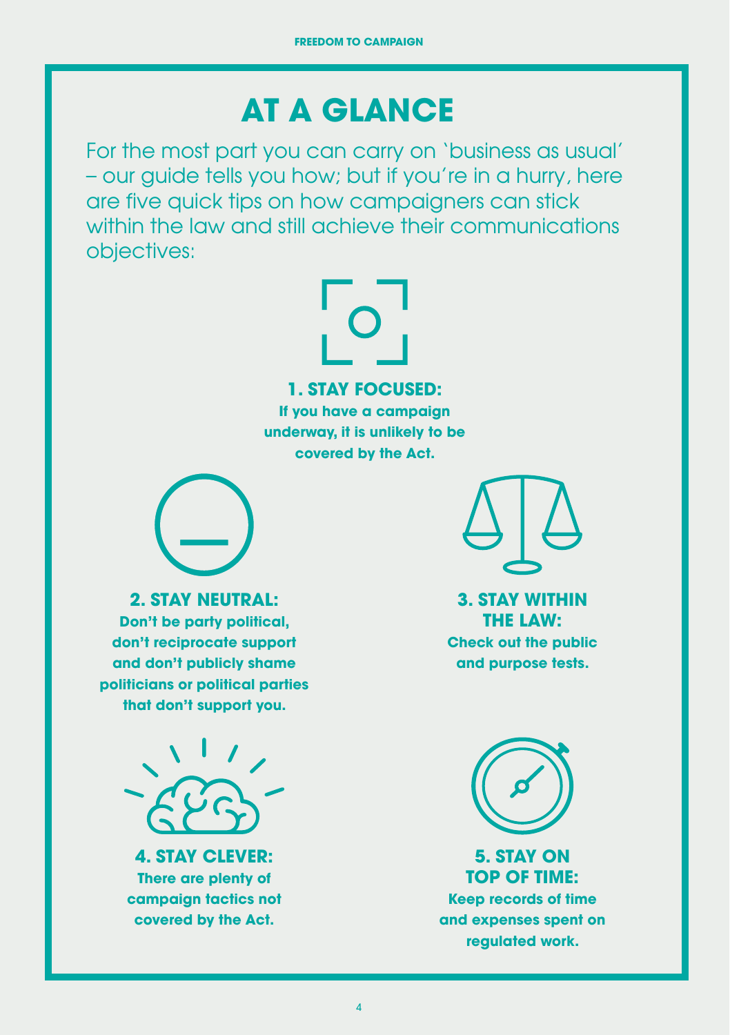# AT A GLANCE

For the most part you can carry on 'business as usual' – our guide tells you how; but if you're in a hurry, here are five quick tips on how campaigners can stick within the law and still achieve their communications objectives:

### 1. STAY FOCUSED:

**If you have a campaign underway, it is unlikely to be covered by the Act.**

### 2. STAY NEUTRAL:

**Don't be party political, don't reciprocate support and don't publicly shame politicians or political parties that don't support you.**

### 3. STAY WITHIN THE LAW:

**Check out the public and purpose tests.**

### 4. STAY CLEVER:

**There are plenty of campaign tactics not covered by the Act.**

### 5. STAY ON TOP OF TIME:

**Keep records of time and expenses spent on regulated work.**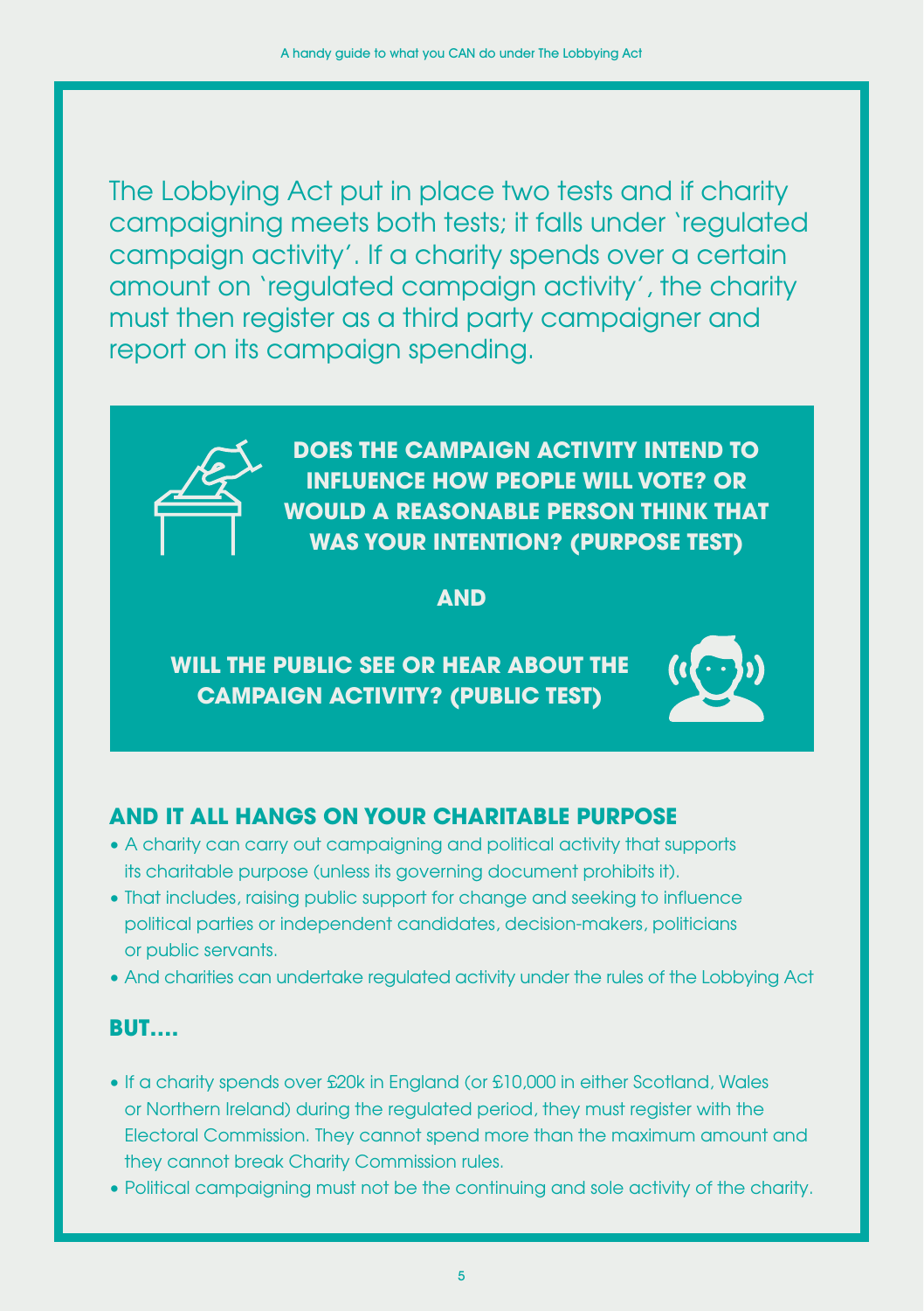The Lobbying Act put in place two tests and if charity campaigning meets both tests; it falls under 'regulated campaign activity'. If a charity spends over a certain amount on 'regulated campaign activity', the charity must then register as a third party campaigner and report on its campaign spending.

**DOES THE CAMPAIGN ACTIVITY INTEND TO INFLUENCE HOW PEOPLE WILL VOTE? OR WOULD A REASONABLE PERSON THINK THAT WAS YOUR INTENTION? (PURPOSE TEST)**

**AND**

**WILL THE PUBLIC SEE OR HEAR ABOUT THE CAMPAIGN ACTIVITY? (PUBLIC TEST)**

## AND IT ALL HANGS ON YOUR CHARITABLE PURPOSE

- A charity can carry out campaigning and political activity that supports its charitable purpose (unless its governing document prohibits it).
- That includes, raising public support for change and seeking to influence political parties or independent candidates, decision-makers, politicians or public servants.
- And charities can undertake regulated activity under the rules of the Lobbying Act

## BUT....

- If a charity spends over £20k in England (or £10,000 in either Scotland, Wales or Northern Ireland) during the regulated period, they must register with the Electoral Commission. They cannot spend more than the maximum amount and they cannot break Charity Commission rules.
- Political campaigning must not be the continuing and sole activity of the charity.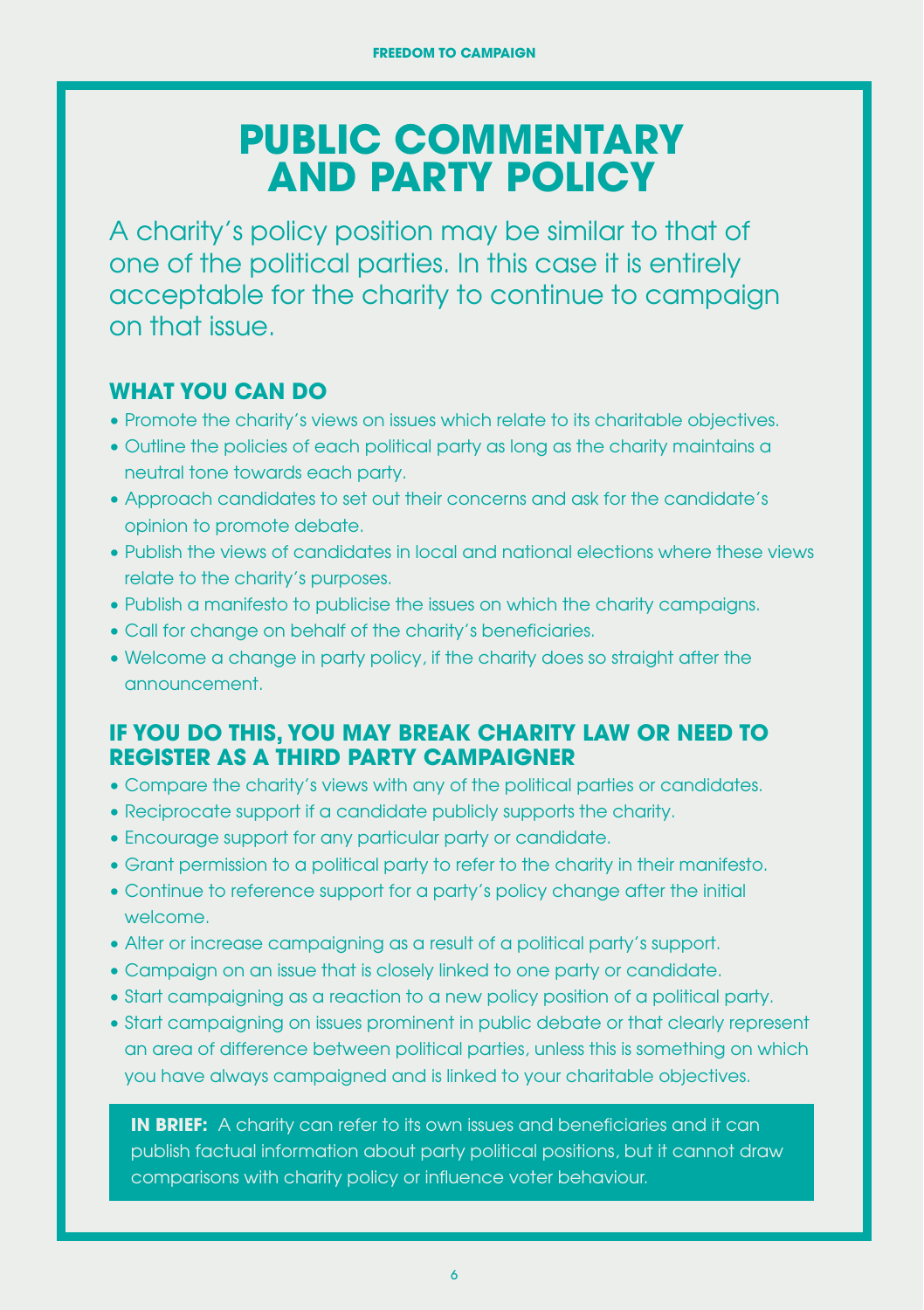# PUBLIC COMMENTARY AND PARTY POLICY

A charity's policy position may be similar to that of one of the political parties. In this case it is entirely acceptable for the charity to continue to campaign on that issue.

## WHAT YOU CAN DO

- Promote the charity's views on issues which relate to its charitable objectives.
- Outline the policies of each political party as long as the charity maintains a neutral tone towards each party.
- Approach candidates to set out their concerns and ask for the candidate's opinion to promote debate.
- Publish the views of candidates in local and national elections where these views relate to the charity's purposes.
- Publish a manifesto to publicise the issues on which the charity campaigns.
- Call for change on behalf of the charity's beneficiaries.
- Welcome a change in party policy, if the charity does so straight after the announcement.

## IF YOU DO THIS, YOU MAY BREAK CHARITY LAW OR NEED TO REGISTER AS A THIRD PARTY CAMPAIGNER

- Compare the charity's views with any of the political parties or candidates.
- Reciprocate support if a candidate publicly supports the charity.
- Encourage support for any particular party or candidate.
- Grant permission to a political party to refer to the charity in their manifesto.
- Continue to reference support for a party's policy change after the initial welcome.
- Alter or increase campaigning as a result of a political party's support.
- Campaign on an issue that is closely linked to one party or candidate.
- Start campaigning as a reaction to a new policy position of a political party.
- Start campaigning on issues prominent in public debate or that clearly represent an area of difference between political parties, unless this is something on which you have always campaigned and is linked to your charitable objectives.

**IN BRIEF:** A charity can refer to its own issues and beneficiaries and it can publish factual information about party political positions, but it cannot draw comparisons with charity policy or influence voter behaviour.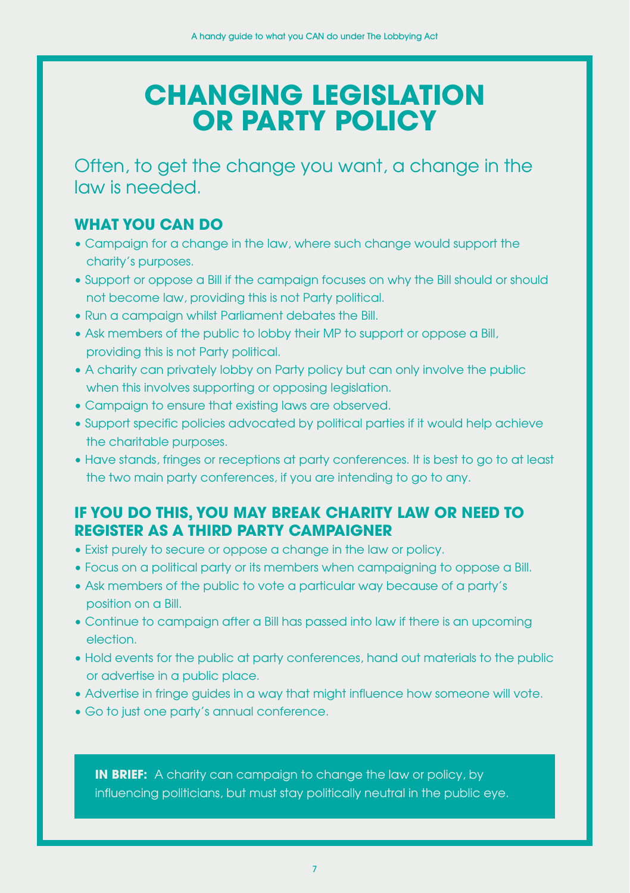# CHANGING LEGISLATION OR PARTY POLICY

Often, to get the change you want, a change in the law is needed.

## WHAT YOU CAN DO

- Campaign for a change in the law, where such change would support the charity's purposes.
- Support or oppose a Bill if the campaign focuses on why the Bill should or should not become law, providing this is not Party political.
- Run a campaign whilst Parliament debates the Bill.
- Ask members of the public to lobby their MP to support or oppose a Bill, providing this is not Party political.
- A charity can privately lobby on Party policy but can only involve the public when this involves supporting or opposing legislation.
- Campaign to ensure that existing laws are observed.
- Support specific policies advocated by political parties if it would help achieve the charitable purposes.
- Have stands, fringes or receptions at party conferences. It is best to go to at least the two main party conferences, if you are intending to go to any.

## IF YOU DO THIS, YOU MAY BREAK CHARITY LAW OR NEED TO REGISTER AS A THIRD PARTY CAMPAIGNER

- Exist purely to secure or oppose a change in the law or policy.
- Focus on a political party or its members when campaigning to oppose a Bill.
- Ask members of the public to vote a particular way because of a party's position on a Bill.
- Continue to campaign after a Bill has passed into law if there is an upcoming election.
- Hold events for the public at party conferences, hand out materials to the public or advertise in a public place.
- Advertise in fringe guides in a way that might influence how someone will vote.
- Go to just one party's annual conference.

**IN BRIEF:** A charity can campaign to change the law or policy, by influencing politicians, but must stay politically neutral in the public eye.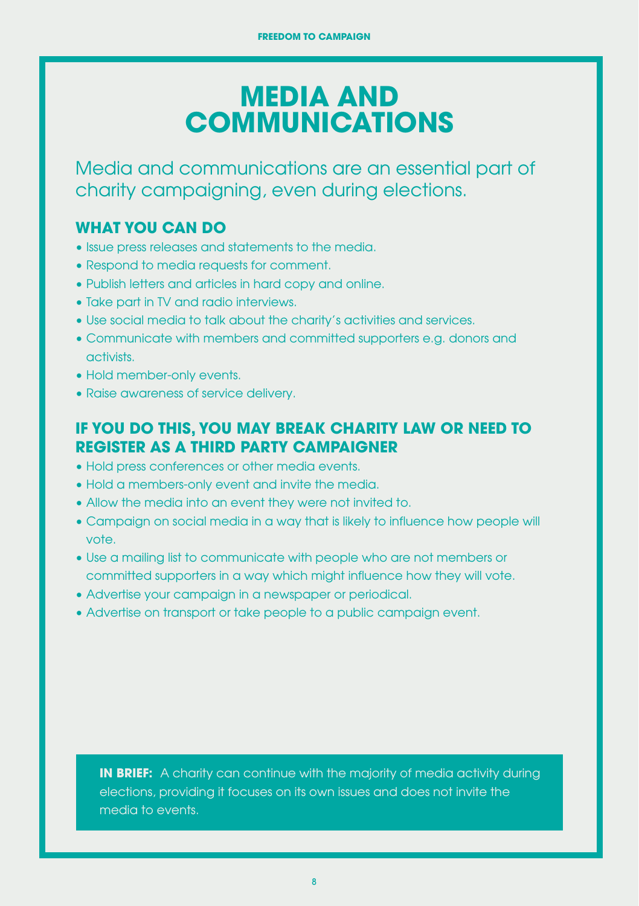# MEDIA AND COMMUNICATIONS

Media and communications are an essential part of charity campaigning, even during elections.

## WHAT YOU CAN DO

- Issue press releases and statements to the media.
- Respond to media requests for comment.
- Publish letters and articles in hard copy and online.
- Take part in TV and radio interviews.
- Use social media to talk about the charity's activities and services.
- Communicate with members and committed supporters e.g. donors and activists.
- Hold member-only events.
- Raise awareness of service delivery.

## IF YOU DO THIS, YOU MAY BREAK CHARITY LAW OR NEED TO REGISTER AS A THIRD PARTY CAMPAIGNER

- Hold press conferences or other media events.
- Hold a members-only event and invite the media.
- Allow the media into an event they were not invited to.
- Campaign on social media in a way that is likely to influence how people will vote.
- Use a mailing list to communicate with people who are not members or committed supporters in a way which might influence how they will vote.
- Advertise your campaign in a newspaper or periodical.
- Advertise on transport or take people to a public campaign event.

**IN BRIEF:** A charity can continue with the majority of media activity during elections, providing it focuses on its own issues and does not invite the media to events.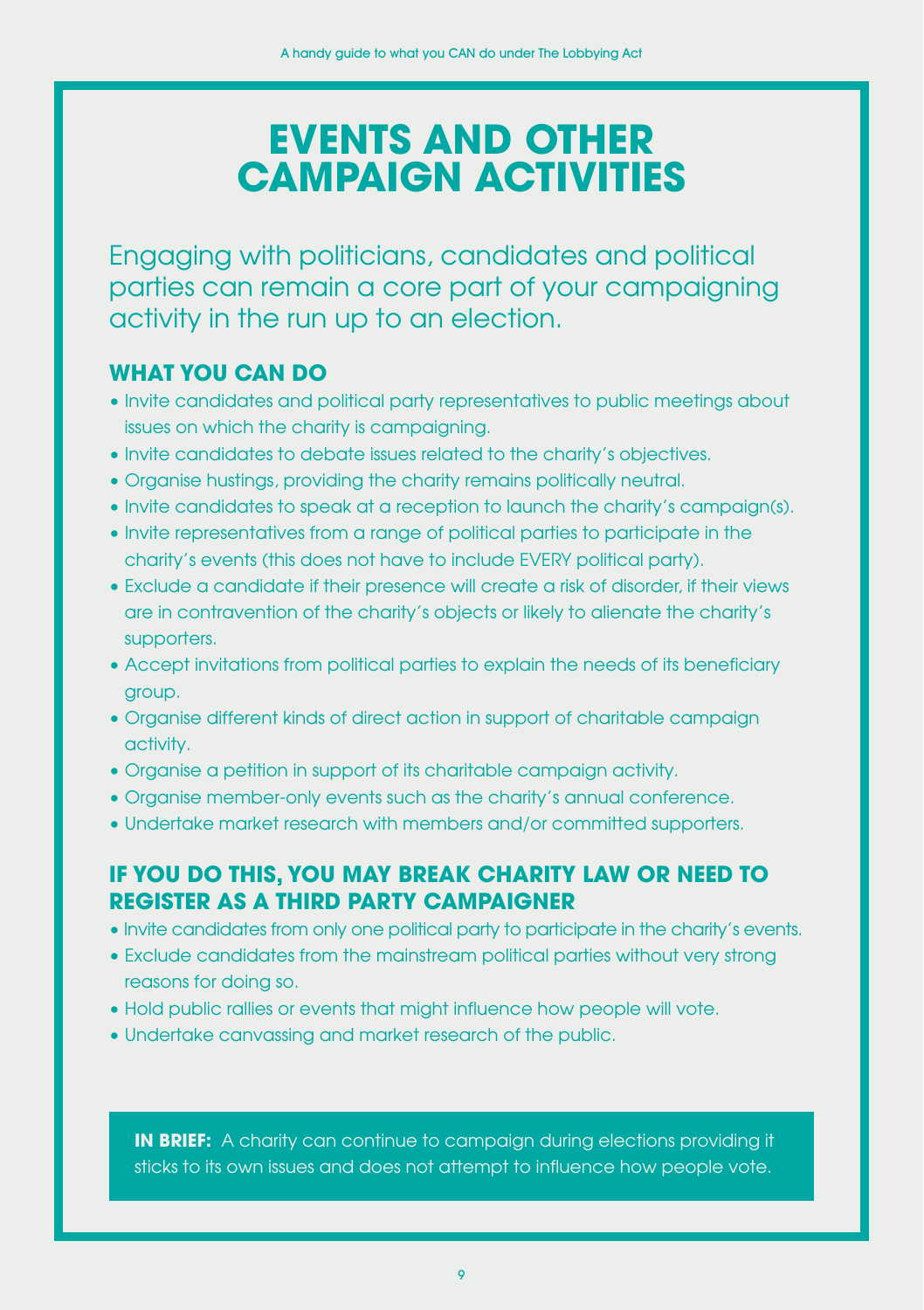# EVENTS AND OTHER CAMPAIGN ACTIVITIES

Engaging with politicians, candidates and political parties can remain a core part of your campaigning activity in the run up to an election.

## WHAT YOU CAN DO

- Invite candidates and political party representatives to public meetings about issues on which the charity is campaigning.
- Invite candidates to debate issues related to the charity's objectives.
- Organise hustings, providing the charity remains politically neutral.
- Invite candidates to speak at a reception to launch the charity's campaign(s).
- Invite representatives from a range of political parties to participate in the charity's events (this does not have to include EVERY political party).
- Exclude a candidate if their presence will create a risk of disorder, if their views are in contravention of the charity's objects or likely to alienate the charity's supporters.
- Accept invitations from political parties to explain the needs of its beneficiary group.
- Organise different kinds of direct action in support of charitable campaign activity.
- Organise a petition in support of its charitable campaign activity.
- Organise member-only events such as the charity's annual conference.
- Undertake market research with members and/or committed supporters.

## IF YOU DO THIS, YOU MAY BREAK CHARITY LAW OR NEED TO REGISTER AS A THIRD PARTY CAMPAIGNER

- Invite candidates from only one political party to participate in the charity's events.
- Exclude candidates from the mainstream political parties without very strong reasons for doing so.
- Hold public rallies or events that might influence how people will vote.
- Undertake canvassing and market research of the public.

**IN BRIEF:** A charity can continue to campaign during elections providing it sticks to its own issues and does not attempt to influence how people vote.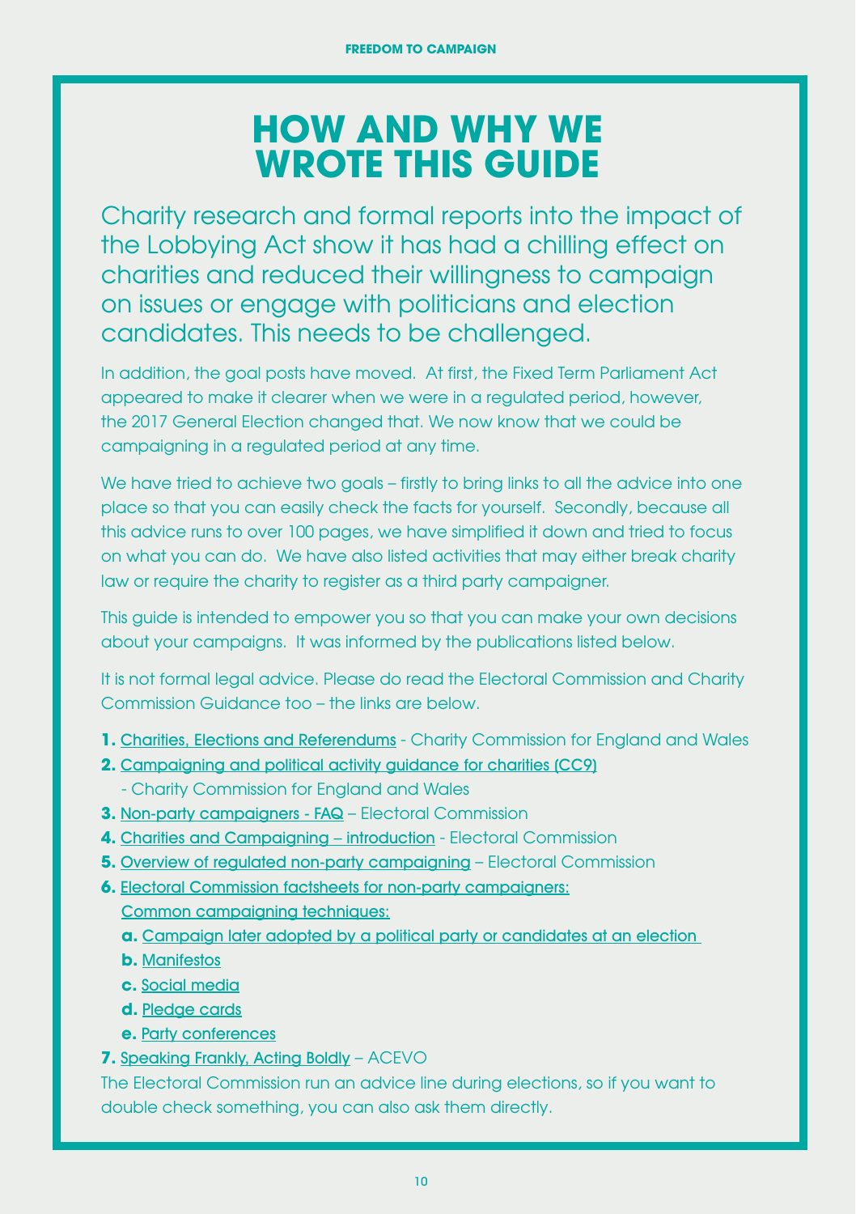# HOW AND WHY WE WROTE THIS GUIDE

Charity research and formal reports into the impact of the Lobbying Act show it has had a chilling effect on charities and reduced their willingness to campaign on issues or engage with politicians and election candidates. This needs to be challenged.

In addition, the goal posts have moved. At first, the Fixed Term Parliament Act appeared to make it clearer when we were in a regulated period, however, the 2017 General Election changed that. We now know that we could be campaigning in a regulated period at any time.

We have tried to achieve two goals – firstly to bring links to all the advice into one place so that you can easily check the facts for yourself. Secondly, because all this advice runs to over 100 pages, we have simplified it down and tried to focus on what you can do. We have also listed activities that may either break charity law or require the charity to register as a third party campaigner.

This guide is intended to empower you so that you can make your own decisions about your campaigns. It was informed by the publications listed below.

It is not formal legal advice. Please do read the Electoral Commission and Charity Commission Guidance too – the links are below.

1. Charities, Elections and Referendums - Charity Commission for England and Wales
2. Campaigning and political activity guidance for charities (CC9) - Charity Commission for England and Wales
3. Non-party campaigners - FAQ – Electoral Commission
4. Charities and Campaigning – introduction - Electoral Commission
5. Overview of regulated non-party campaigning – Electoral Commission
6. Electoral Commission factsheets for non-party campaigners: Common campaigning techniques:
   a. Campaign later adopted by a political party or candidates at an election
   b. Manifestos
   c. Social media
   d. Pledge cards
   e. Party conferences
7. Speaking Frankly, Acting Boldly – ACEVO

The Electoral Commission run an advice line during elections, so if you want to double check something, you can also ask them directly.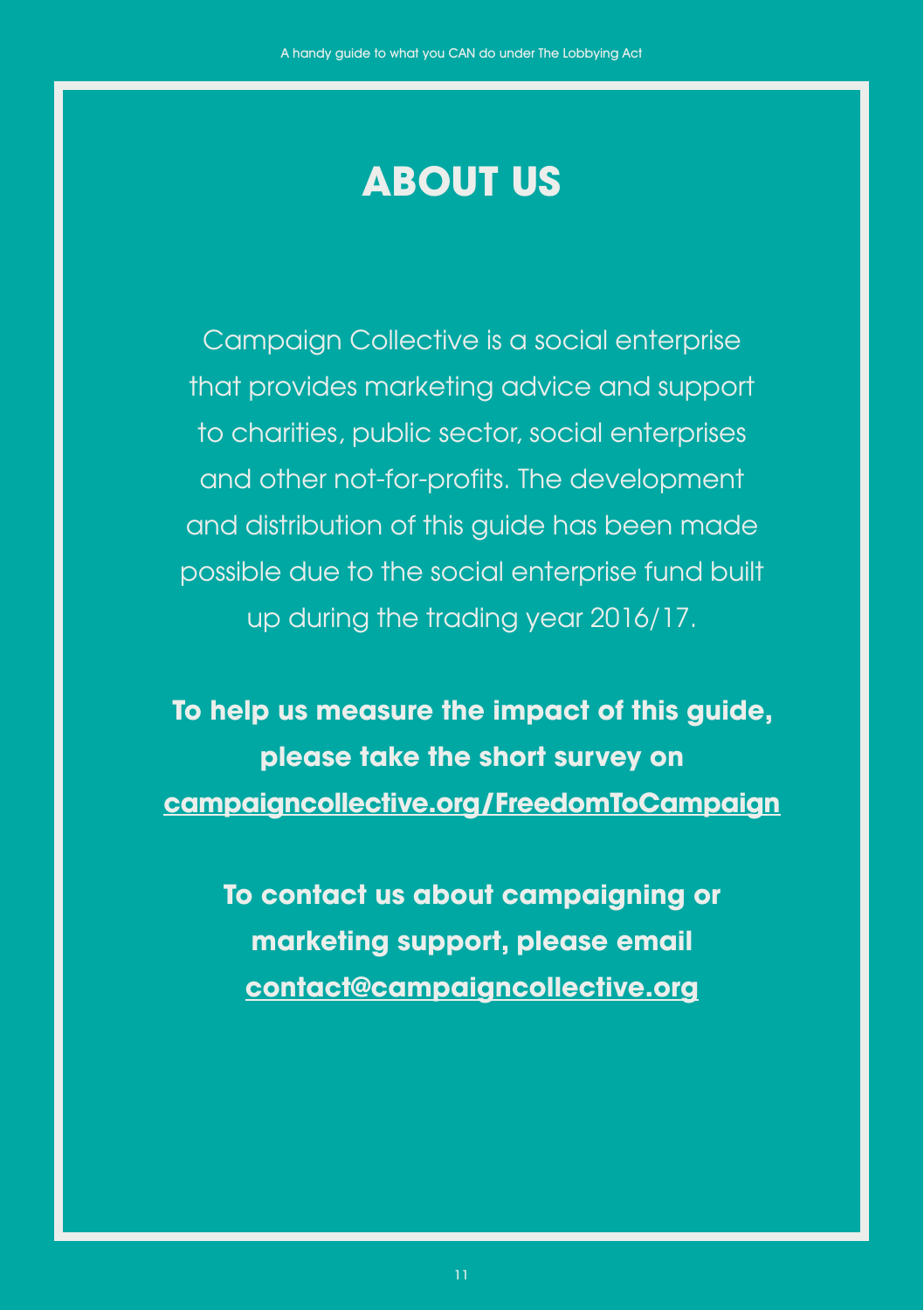# ABOUT US

Campaign Collective is a social enterprise that provides marketing advice and support to charities, public sector, social enterprises and other not-for-profits. The development and distribution of this guide has been made possible due to the social enterprise fund built up during the trading year 2016/17.

**To help us measure the impact of this guide, please take the short survey on campaigncollective.org/FreedomToCampaign**

**To contact us about campaigning or marketing support, please email contact@campaigncollective.org**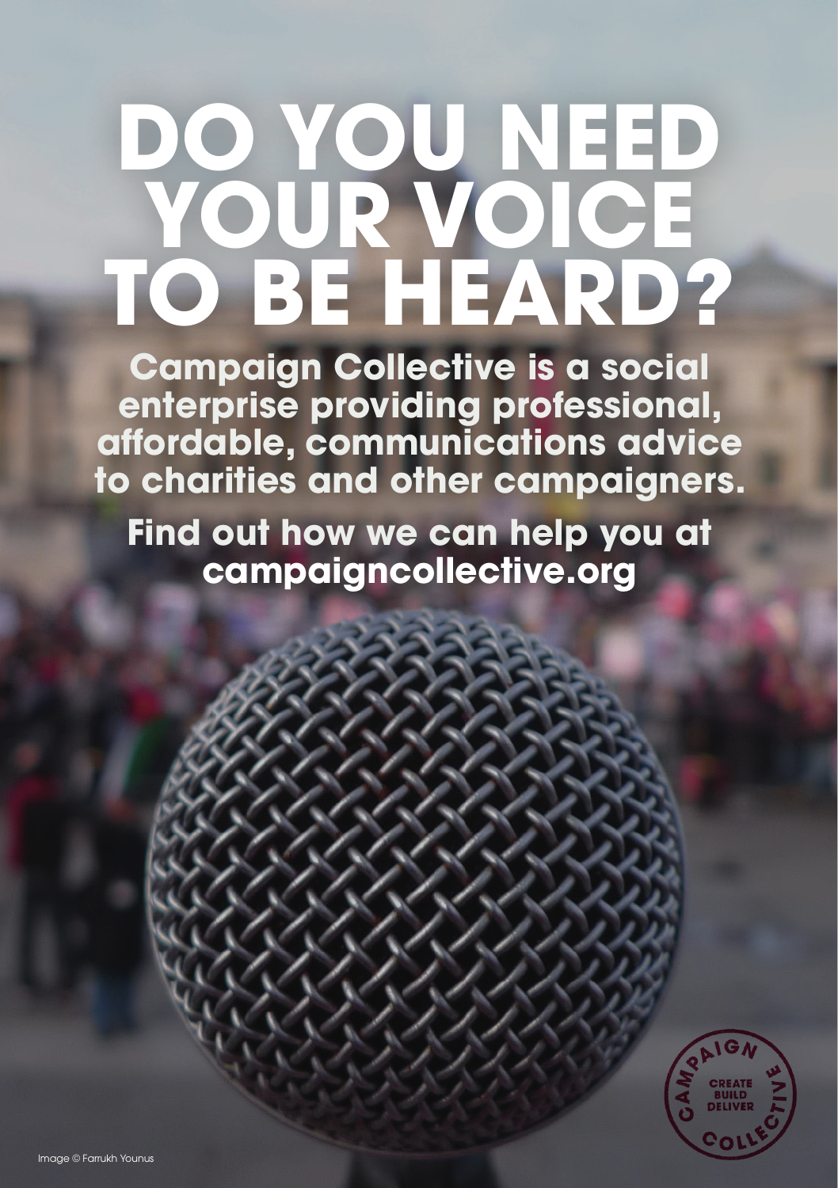# DO YOU NEED YOUR VOICE TO BE HEARD?

**Campaign Collective is a social enterprise providing professional, affordable, communications advice to charities and other campaigners.**

**Find out how we can help you at campaigncollective.org**

CAMPAIGN COLLECTIVE
CREATE
BUILD
DELIVER

Image © Farrukh Younus